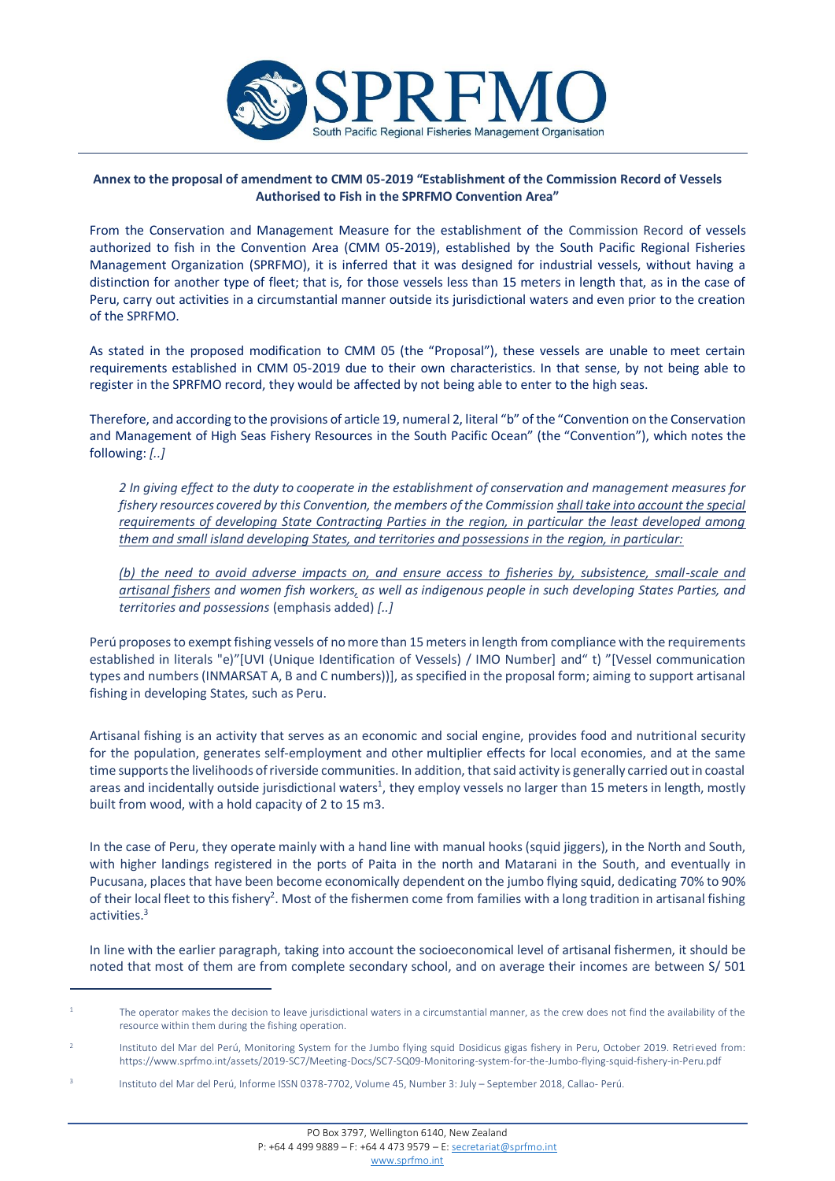**Annex to the proposal of amendment to CMM 05-2019 "Establishment of the Commission Record of Vessels Authorised to Fish in the SPRFMO Convention Area"**

From the Conservation and Management Measure for the establishment of the Commission Record of vessels authorized to fish in the Convention Area (CMM 05-2019), established by the South Pacific Regional Fisheries Management Organization (SPRFMO), it is inferred that it was designed for industrial vessels, without having a distinction for another type of fleet; that is, for those vessels less than 15 meters in length that, as in the case of Peru, carry out activities in a circumstantial manner outside its jurisdictional waters and even prior to the creation of the SPRFMO.

As stated in the proposed modification to CMM 05 (the "Proposal"), these vessels are unable to meet certain requirements established in CMM 05-2019 due to their own characteristics. In that sense, by not being able to register in the SPRFMO record, they would be affected by not being able to enter to the high seas.

Therefore, and according to the provisions of article 19, numeral 2, literal "b" of the "Convention on the Conservation and Management of High Seas Fishery Resources in the South Pacific Ocean" (the "Convention"), which notes the following: *[..]*

> *2 In giving effect to the duty to cooperate in the establishment of conservation and management measures for fishery resources covered by this Convention, the members of the Commission shall take into account the special requirements of developing State Contracting Parties in the region, in particular the least developed among them and small island developing States, and territories and possessions in the region, in particular:*
>
> *(b) the need to avoid adverse impacts on, and ensure access to fisheries by, subsistence, small-scale and artisanal fishers and women fish workers, as well as indigenous people in such developing States Parties, and territories and possessions* (emphasis added) *[..]*

Perú proposes to exempt fishing vessels of no more than 15 meters in length from compliance with the requirements established in literals "e)"[UVI (Unique Identification of Vessels) / IMO Number] and" t) "[Vessel communication types and numbers (INMARSAT A, B and C numbers))], as specified in the proposal form; aiming to support artisanal fishing in developing States, such as Peru.

Artisanal fishing is an activity that serves as an economic and social engine, provides food and nutritional security for the population, generates self-employment and other multiplier effects for local economies, and at the same time supports the livelihoods of riverside communities. In addition, that said activity is generally carried out in coastal areas and incidentally outside jurisdictional waters[1], they employ vessels no larger than 15 meters in length, mostly built from wood, with a hold capacity of 2 to 15 m3.

In the case of Peru, they operate mainly with a hand line with manual hooks (squid jiggers), in the North and South, with higher landings registered in the ports of Paita in the north and Matarani in the South, and eventually in Pucusana, places that have been become economically dependent on the jumbo flying squid, dedicating 70% to 90% of their local fleet to this fishery[2]. Most of the fishermen come from families with a long tradition in artisanal fishing activities.[3]

In line with the earlier paragraph, taking into account the socioeconomical level of artisanal fishermen, it should be noted that most of them are from complete secondary school, and on average their incomes are between S/ 501

---

[1] The operator makes the decision to leave jurisdictional waters in a circumstantial manner, as the crew does not find the availability of the resource within them during the fishing operation.

[2] Instituto del Mar del Perú, Monitoring System for the Jumbo flying squid Dosidicus gigas fishery in Peru, October 2019. Retrieved from: https://www.sprfmo.int/assets/2019-SC7/Meeting-Docs/SC7-SQ09-Monitoring-system-for-the-Jumbo-flying-squid-fishery-in-Peru.pdf

[3] Instituto del Mar del Perú, Informe ISSN 0378-7702, Volume 45, Number 3: July – September 2018, Callao- Perú.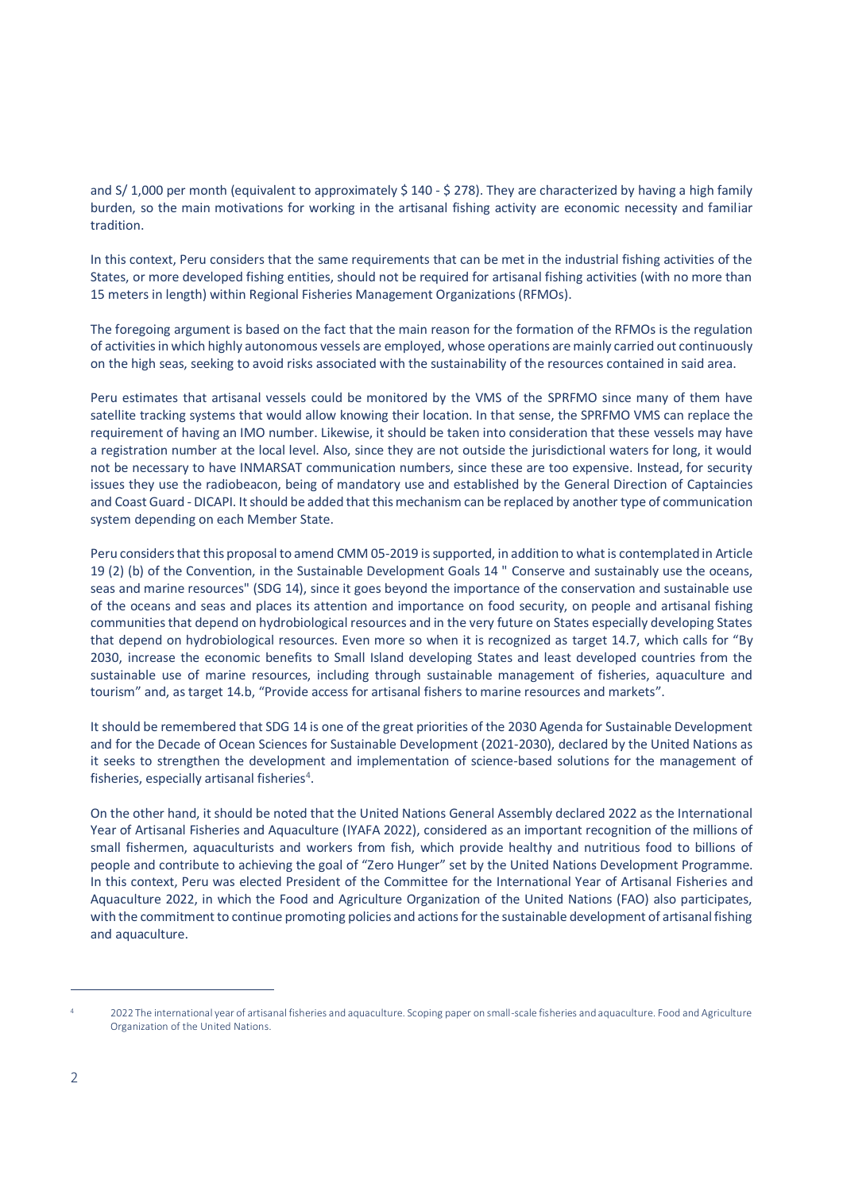and S/ 1,000 per month (equivalent to approximately $ 140 - $ 278). They are characterized by having a high family burden, so the main motivations for working in the artisanal fishing activity are economic necessity and familiar tradition.

In this context, Peru considers that the same requirements that can be met in the industrial fishing activities of the States, or more developed fishing entities, should not be required for artisanal fishing activities (with no more than 15 meters in length) within Regional Fisheries Management Organizations (RFMOs).

The foregoing argument is based on the fact that the main reason for the formation of the RFMOs is the regulation of activities in which highly autonomous vessels are employed, whose operations are mainly carried out continuously on the high seas, seeking to avoid risks associated with the sustainability of the resources contained in said area.

Peru estimates that artisanal vessels could be monitored by the VMS of the SPRFMO since many of them have satellite tracking systems that would allow knowing their location. In that sense, the SPRFMO VMS can replace the requirement of having an IMO number. Likewise, it should be taken into consideration that these vessels may have a registration number at the local level. Also, since they are not outside the jurisdictional waters for long, it would not be necessary to have INMARSAT communication numbers, since these are too expensive. Instead, for security issues they use the radiobeacon, being of mandatory use and established by the General Direction of Captaincies and Coast Guard - DICAPI. It should be added that this mechanism can be replaced by another type of communication system depending on each Member State.

Peru considers that this proposal to amend CMM 05-2019 is supported, in addition to what is contemplated in Article 19 (2) (b) of the Convention, in the Sustainable Development Goals 14 " Conserve and sustainably use the oceans, seas and marine resources" (SDG 14), since it goes beyond the importance of the conservation and sustainable use of the oceans and seas and places its attention and importance on food security, on people and artisanal fishing communities that depend on hydrobiological resources and in the very future on States especially developing States that depend on hydrobiological resources. Even more so when it is recognized as target 14.7, which calls for "By 2030, increase the economic benefits to Small Island developing States and least developed countries from the sustainable use of marine resources, including through sustainable management of fisheries, aquaculture and tourism" and, as target 14.b, "Provide access for artisanal fishers to marine resources and markets".

It should be remembered that SDG 14 is one of the great priorities of the 2030 Agenda for Sustainable Development and for the Decade of Ocean Sciences for Sustainable Development (2021-2030), declared by the United Nations as it seeks to strengthen the development and implementation of science-based solutions for the management of fisheries, especially artisanal fisheries[4].

On the other hand, it should be noted that the United Nations General Assembly declared 2022 as the International Year of Artisanal Fisheries and Aquaculture (IYAFA 2022), considered as an important recognition of the millions of small fishermen, aquaculturists and workers from fish, which provide healthy and nutritious food to billions of people and contribute to achieving the goal of "Zero Hunger" set by the United Nations Development Programme. In this context, Peru was elected President of the Committee for the International Year of Artisanal Fisheries and Aquaculture 2022, in which the Food and Agriculture Organization of the United Nations (FAO) also participates, with the commitment to continue promoting policies and actions for the sustainable development of artisanal fishing and aquaculture.

---

[4] 2022 The international year of artisanal fisheries and aquaculture. Scoping paper on small-scale fisheries and aquaculture. Food and Agriculture Organization of the United Nations.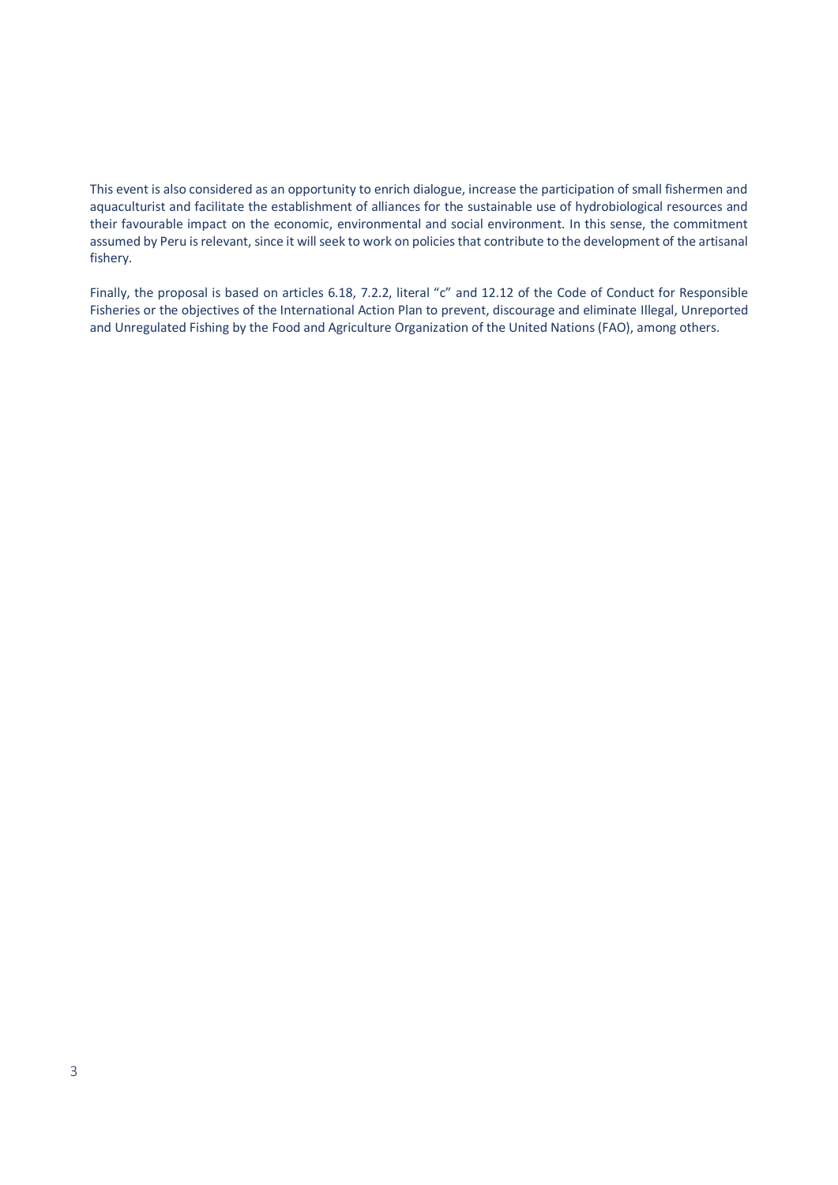This event is also considered as an opportunity to enrich dialogue, increase the participation of small fishermen and aquaculturist and facilitate the establishment of alliances for the sustainable use of hydrobiological resources and their favourable impact on the economic, environmental and social environment. In this sense, the commitment assumed by Peru is relevant, since it will seek to work on policies that contribute to the development of the artisanal fishery.

Finally, the proposal is based on articles 6.18, 7.2.2, literal "c" and 12.12 of the Code of Conduct for Responsible Fisheries or the objectives of the International Action Plan to prevent, discourage and eliminate Illegal, Unreported and Unregulated Fishing by the Food and Agriculture Organization of the United Nations (FAO), among others.